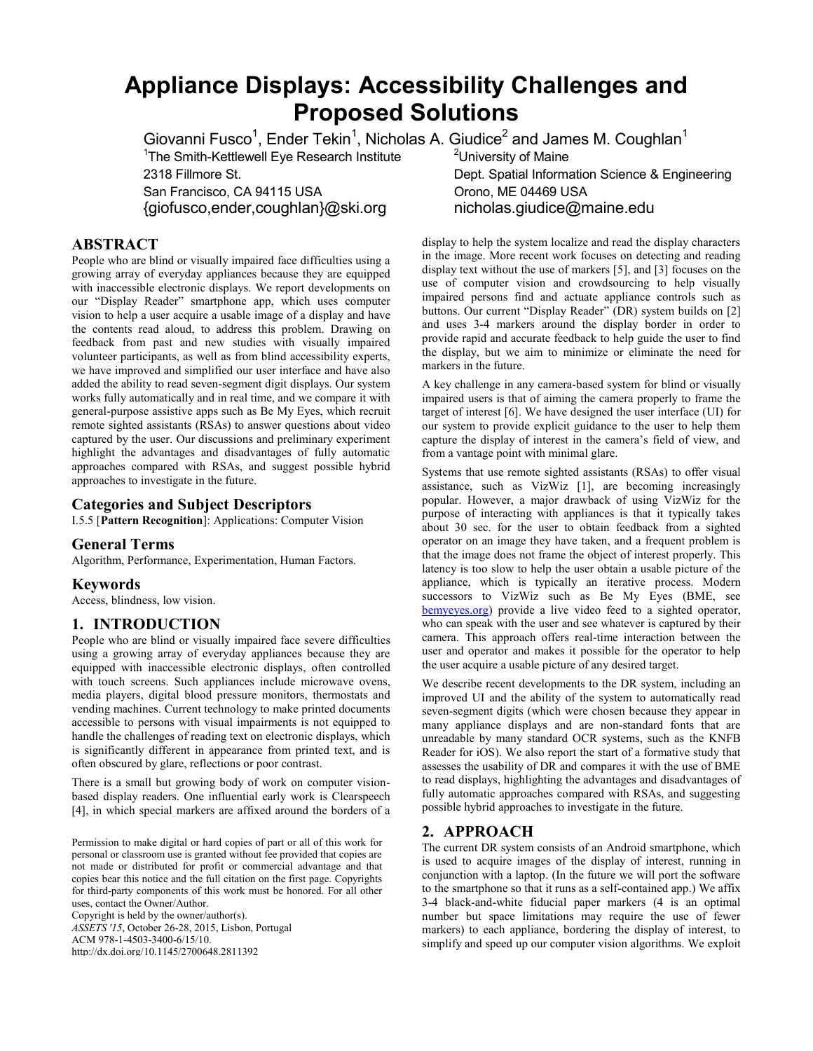# Appliance Displays: Accessibility Challenges and Proposed Solutions

Giovanni Fusco[1], Ender Tekin[1], Nicholas A. Giudice[2] and James M. Coughlan[1]

[1]The Smith-Kettlewell Eye Research Institute
2318 Fillmore St.
San Francisco, CA 94115 USA
{giofusco,ender,coughlan}@ski.org

[2]University of Maine
Dept. Spatial Information Science & Engineering
Orono, ME 04469 USA
nicholas.giudice@maine.edu

## ABSTRACT

People who are blind or visually impaired face difficulties using a growing array of everyday appliances because they are equipped with inaccessible electronic displays. We report developments on our "Display Reader" smartphone app, which uses computer vision to help a user acquire a usable image of a display and have the contents read aloud, to address this problem. Drawing on feedback from past and new studies with visually impaired volunteer participants, as well as from blind accessibility experts, we have improved and simplified our user interface and have also added the ability to read seven-segment digit displays. Our system works fully automatically and in real time, and we compare it with general-purpose assistive apps such as Be My Eyes, which recruit remote sighted assistants (RSAs) to answer questions about video captured by the user. Our discussions and preliminary experiment highlight the advantages and disadvantages of fully automatic approaches compared with RSAs, and suggest possible hybrid approaches to investigate in the future.

### Categories and Subject Descriptors

I.5.5 [**Pattern Recognition**]: Applications: Computer Vision

### General Terms

Algorithm, Performance, Experimentation, Human Factors.

### Keywords

Access, blindness, low vision.

## 1. INTRODUCTION

People who are blind or visually impaired face severe difficulties using a growing array of everyday appliances because they are equipped with inaccessible electronic displays, often controlled with touch screens. Such appliances include microwave ovens, media players, digital blood pressure monitors, thermostats and vending machines. Current technology to make printed documents accessible to persons with visual impairments is not equipped to handle the challenges of reading text on electronic displays, which is significantly different in appearance from printed text, and is often obscured by glare, reflections or poor contrast.

There is a small but growing body of work on computer vision-based display readers. One influential early work is Clearspeech [4], in which special markers are affixed around the borders of a display to help the system localize and read the display characters in the image. More recent work focuses on detecting and reading display text without the use of markers [5], and [3] focuses on the use of computer vision and crowdsourcing to help visually impaired persons find and actuate appliance controls such as buttons. Our current "Display Reader" (DR) system builds on [2] and uses 3-4 markers around the display border in order to provide rapid and accurate feedback to help guide the user to find the display, but we aim to minimize or eliminate the need for markers in the future.

A key challenge in any camera-based system for blind or visually impaired users is that of aiming the camera properly to frame the target of interest [6]. We have designed the user interface (UI) for our system to provide explicit guidance to the user to help them capture the display of interest in the camera's field of view, and from a vantage point with minimal glare.

Systems that use remote sighted assistants (RSAs) to offer visual assistance, such as VizWiz [1], are becoming increasingly popular. However, a major drawback of using VizWiz for the purpose of interacting with appliances is that it typically takes about 30 sec. for the user to obtain feedback from a sighted operator on an image they have taken, and a frequent problem is that the image does not frame the object of interest properly. This latency is too slow to help the user obtain a usable picture of the appliance, which is typically an iterative process. Modern successors to VizWiz such as Be My Eyes (BME, see bemyeyes.org) provide a live video feed to a sighted operator, who can speak with the user and see whatever is captured by their camera. This approach offers real-time interaction between the user and operator and makes it possible for the operator to help the user acquire a usable picture of any desired target.

We describe recent developments to the DR system, including an improved UI and the ability of the system to automatically read seven-segment digits (which were chosen because they appear in many appliance displays and are non-standard fonts that are unreadable by many standard OCR systems, such as the KNFB Reader for iOS). We also report the start of a formative study that assesses the usability of DR and compares it with the use of BME to read displays, highlighting the advantages and disadvantages of fully automatic approaches compared with RSAs, and suggesting possible hybrid approaches to investigate in the future.

## 2. APPROACH

The current DR system consists of an Android smartphone, which is used to acquire images of the display of interest, running in conjunction with a laptop. (In the future we will port the software to the smartphone so that it runs as a self-contained app.) We affix 3-4 black-and-white fiducial paper markers (4 is an optimal number but space limitations may require the use of fewer markers) to each appliance, bordering the display of interest, to simplify and speed up our computer vision algorithms. We exploit

Permission to make digital or hard copies of part or all of this work for personal or classroom use is granted without fee provided that copies are not made or distributed for profit or commercial advantage and that copies bear this notice and the full citation on the first page. Copyrights for third-party components of this work must be honored. For all other uses, contact the Owner/Author.

Copyright is held by the owner/author(s).

*ASSETS '15*, October 26-28, 2015, Lisbon, Portugal

ACM 978-1-4503-3400-6/15/10.

http://dx.doi.org/10.1145/2700648.2811392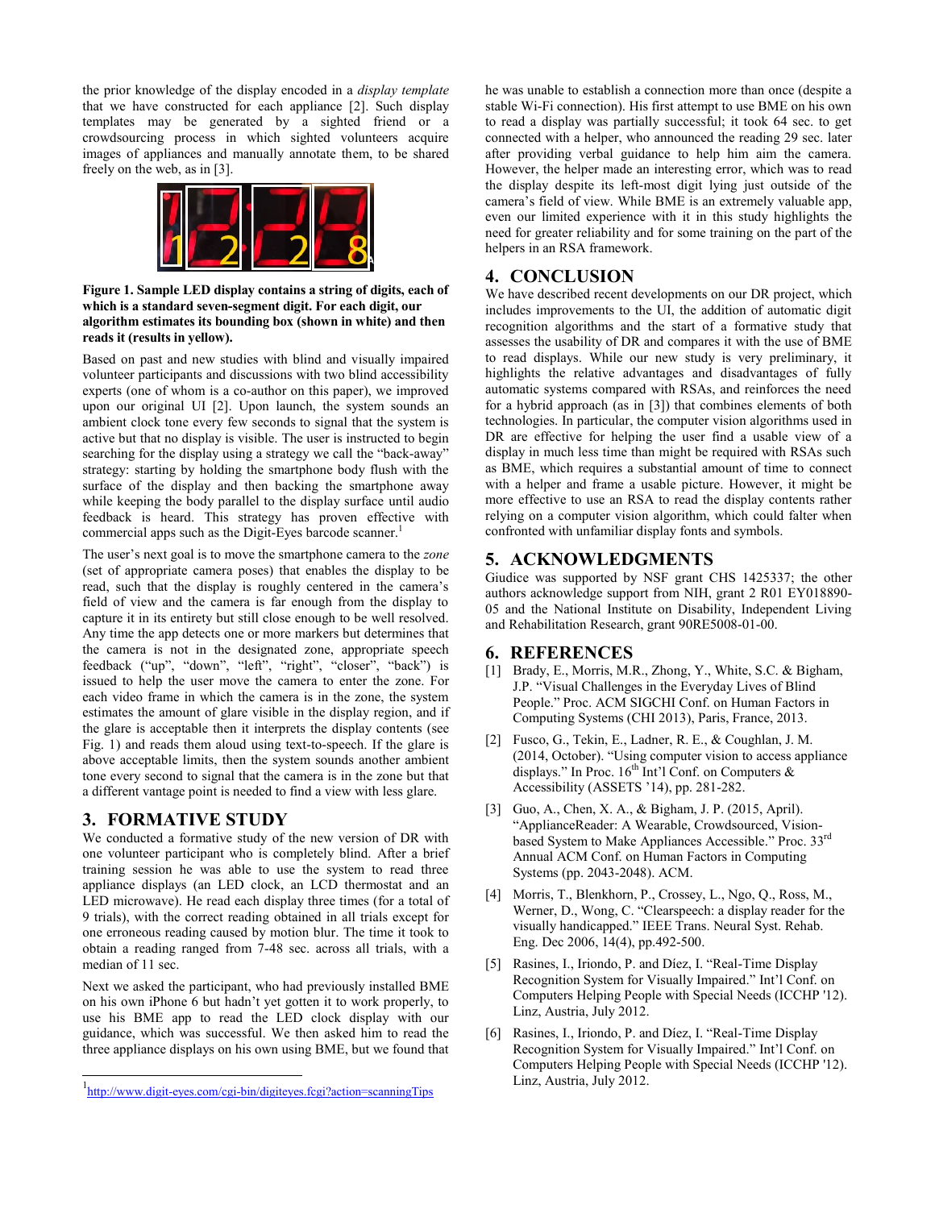the prior knowledge of the display encoded in a *display template* that we have constructed for each appliance [2]. Such display templates may be generated by a sighted friend or a crowdsourcing process in which sighted volunteers acquire images of appliances and manually annotate them, to be shared freely on the web, as in [3].

**Figure 1. Sample LED display contains a string of digits, each of which is a standard seven-segment digit. For each digit, our algorithm estimates its bounding box (shown in white) and then reads it (results in yellow).**

Based on past and new studies with blind and visually impaired volunteer participants and discussions with two blind accessibility experts (one of whom is a co-author on this paper), we improved upon our original UI [2]. Upon launch, the system sounds an ambient clock tone every few seconds to signal that the system is active but that no display is visible. The user is instructed to begin searching for the display using a strategy we call the "back-away" strategy: starting by holding the smartphone body flush with the surface of the display and then backing the smartphone away while keeping the body parallel to the display surface until audio feedback is heard. This strategy has proven effective with commercial apps such as the Digit-Eyes barcode scanner.[1]

The user's next goal is to move the smartphone camera to the *zone* (set of appropriate camera poses) that enables the display to be read, such that the display is roughly centered in the camera's field of view and the camera is far enough from the display to capture it in its entirety but still close enough to be well resolved. Any time the app detects one or more markers but determines that the camera is not in the designated zone, appropriate speech feedback ("up", "down", "left", "right", "closer", "back") is issued to help the user move the camera to enter the zone. For each video frame in which the camera is in the zone, the system estimates the amount of glare visible in the display region, and if the glare is acceptable then it interprets the display contents (see Fig. 1) and reads them aloud using text-to-speech. If the glare is above acceptable limits, then the system sounds another ambient tone every second to signal that the camera is in the zone but that a different vantage point is needed to find a view with less glare.

## 3. FORMATIVE STUDY

We conducted a formative study of the new version of DR with one volunteer participant who is completely blind. After a brief training session he was able to use the system to read three appliance displays (an LED clock, an LCD thermostat and an LED microwave). He read each display three times (for a total of 9 trials), with the correct reading obtained in all trials except for one erroneous reading caused by motion blur. The time it took to obtain a reading ranged from 7-48 sec. across all trials, with a median of 11 sec.

Next we asked the participant, who had previously installed BME on his own iPhone 6 but hadn't yet gotten it to work properly, to use his BME app to read the LED clock display with our guidance, which was successful. We then asked him to read the three appliance displays on his own using BME, but we found that he was unable to establish a connection more than once (despite a stable Wi-Fi connection). His first attempt to use BME on his own to read a display was partially successful; it took 64 sec. to get connected with a helper, who announced the reading 29 sec. later after providing verbal guidance to help him aim the camera. However, the helper made an interesting error, which was to read the display despite its left-most digit lying just outside of the camera's field of view. While BME is an extremely valuable app, even our limited experience with it in this study highlights the need for greater reliability and for some training on the part of the helpers in an RSA framework.

## 4. CONCLUSION

We have described recent developments on our DR project, which includes improvements to the UI, the addition of automatic digit recognition algorithms and the start of a formative study that assesses the usability of DR and compares it with the use of BME to read displays. While our new study is very preliminary, it highlights the relative advantages and disadvantages of fully automatic systems compared with RSAs, and reinforces the need for a hybrid approach (as in [3]) that combines elements of both technologies. In particular, the computer vision algorithms used in DR are effective for helping the user find a usable view of a display in much less time than might be required with RSAs such as BME, which requires a substantial amount of time to connect with a helper and frame a usable picture. However, it might be more effective to use an RSA to read the display contents rather relying on a computer vision algorithm, which could falter when confronted with unfamiliar display fonts and symbols.

## 5. ACKNOWLEDGMENTS

Giudice was supported by NSF grant CHS 1425337; the other authors acknowledge support from NIH, grant 2 R01 EY018890-05 and the National Institute on Disability, Independent Living and Rehabilitation Research, grant 90RE5008-01-00.

## 6. REFERENCES

[1] Brady, E., Morris, M.R., Zhong, Y., White, S.C. & Bigham, J.P. "Visual Challenges in the Everyday Lives of Blind People." Proc. ACM SIGCHI Conf. on Human Factors in Computing Systems (CHI 2013), Paris, France, 2013.

[2] Fusco, G., Tekin, E., Ladner, R. E., & Coughlan, J. M. (2014, October). "Using computer vision to access appliance displays." In Proc. 16th Int'l Conf. on Computers & Accessibility (ASSETS '14), pp. 281-282.

[3] Guo, A., Chen, X. A., & Bigham, J. P. (2015, April). "ApplianceReader: A Wearable, Crowdsourced, Vision-based System to Make Appliances Accessible." Proc. 33rd Annual ACM Conf. on Human Factors in Computing Systems (pp. 2043-2048). ACM.

[4] Morris, T., Blenkhorn, P., Crossey, L., Ngo, Q., Ross, M., Werner, D., Wong, C. "Clearspeech: a display reader for the visually handicapped." IEEE Trans. Neural Syst. Rehab. Eng. Dec 2006, 14(4), pp.492-500.

[5] Rasines, I., Iriondo, P. and Díez, I. "Real-Time Display Recognition System for Visually Impaired." Int'l Conf. on Computers Helping People with Special Needs (ICCHP '12). Linz, Austria, July 2012.

[6] Rasines, I., Iriondo, P. and Díez, I. "Real-Time Display Recognition System for Visually Impaired." Int'l Conf. on Computers Helping People with Special Needs (ICCHP '12). Linz, Austria, July 2012.

[1] http://www.digit-eyes.com/cgi-bin/digiteyes.fcgi?action=scanningTips